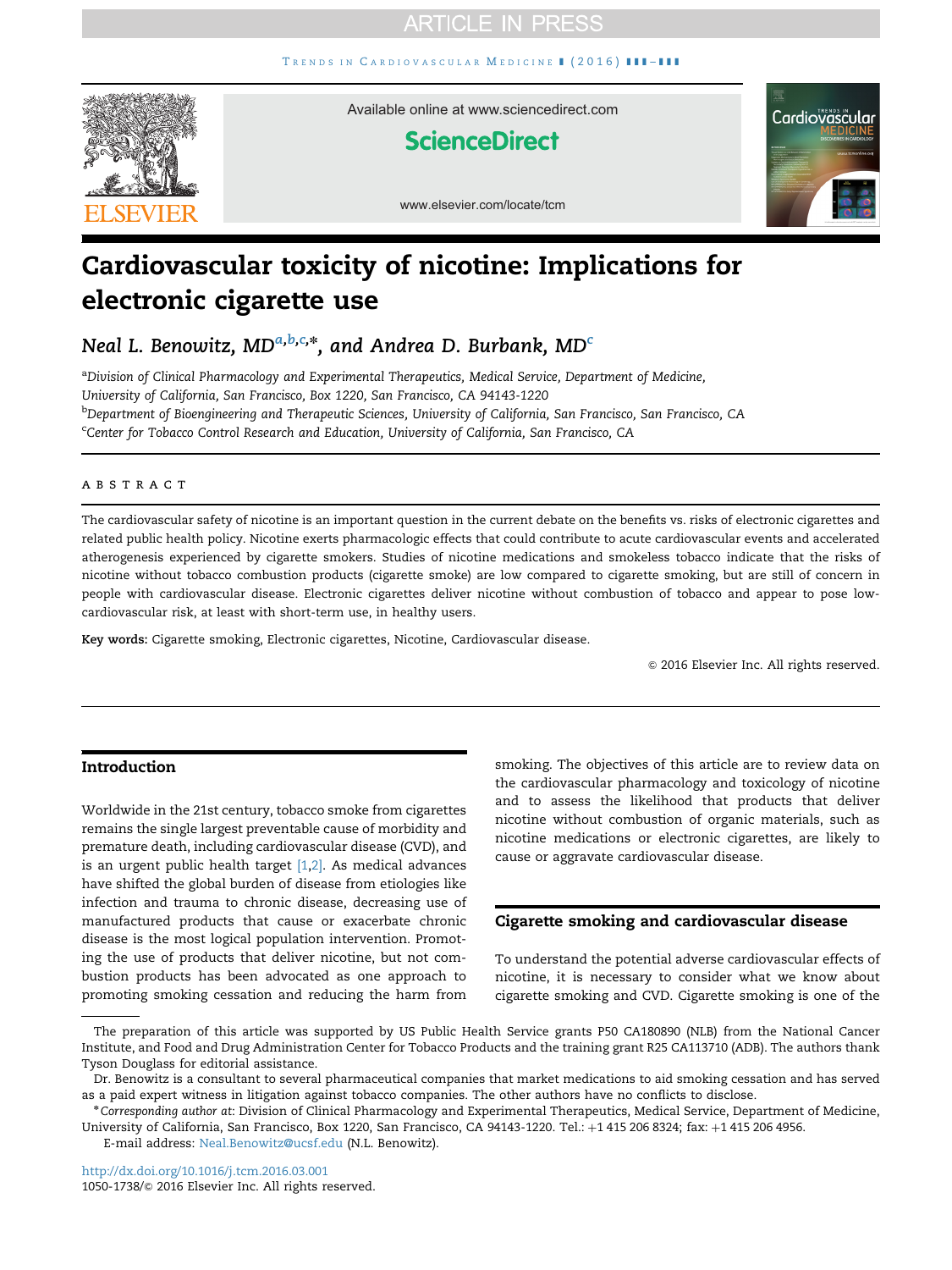# Cardiovascular toxicity of nicotine: Implications for electronic cigarette use

*Neal L. Benowitz, MD*[a,b,c,*], *and Andrea D. Burbank, MD*[c]

[a]Division of Clinical Pharmacology and Experimental Therapeutics, Medical Service, Department of Medicine, University of California, San Francisco, Box 1220, San Francisco, CA 94143-1220

[b]Department of Bioengineering and Therapeutic Sciences, University of California, San Francisco, San Francisco, CA

[c]Center for Tobacco Control Research and Education, University of California, San Francisco, CA

## ABSTRACT

The cardiovascular safety of nicotine is an important question in the current debate on the benefits vs. risks of electronic cigarettes and related public health policy. Nicotine exerts pharmacologic effects that could contribute to acute cardiovascular events and accelerated atherogenesis experienced by cigarette smokers. Studies of nicotine medications and smokeless tobacco indicate that the risks of nicotine without tobacco combustion products (cigarette smoke) are low compared to cigarette smoking, but are still of concern in people with cardiovascular disease. Electronic cigarettes deliver nicotine without combustion of tobacco and appear to pose low-cardiovascular risk, at least with short-term use, in healthy users.

**Key words:** Cigarette smoking, Electronic cigarettes, Nicotine, Cardiovascular disease.

© 2016 Elsevier Inc. All rights reserved.

## Introduction

Worldwide in the 21st century, tobacco smoke from cigarettes remains the single largest preventable cause of morbidity and premature death, including cardiovascular disease (CVD), and is an urgent public health target [1,2]. As medical advances have shifted the global burden of disease from etiologies like infection and trauma to chronic disease, decreasing use of manufactured products that cause or exacerbate chronic disease is the most logical population intervention. Promoting the use of products that deliver nicotine, but not combustion products has been advocated as one approach to promoting smoking cessation and reducing the harm from smoking. The objectives of this article are to review data on the cardiovascular pharmacology and toxicology of nicotine and to assess the likelihood that products that deliver nicotine without combustion of organic materials, such as nicotine medications or electronic cigarettes, are likely to cause or aggravate cardiovascular disease.

## Cigarette smoking and cardiovascular disease

To understand the potential adverse cardiovascular effects of nicotine, it is necessary to consider what we know about cigarette smoking and CVD. Cigarette smoking is one of the

---

The preparation of this article was supported by US Public Health Service grants P50 CA180890 (NLB) from the National Cancer Institute, and Food and Drug Administration Center for Tobacco Products and the training grant R25 CA113710 (ADB). The authors thank Tyson Douglass for editorial assistance.

Dr. Benowitz is a consultant to several pharmaceutical companies that market medications to aid smoking cessation and has served as a paid expert witness in litigation against tobacco companies. The other authors have no conflicts to disclose.

*Corresponding author at: Division of Clinical Pharmacology and Experimental Therapeutics, Medical Service, Department of Medicine, University of California, San Francisco, Box 1220, San Francisco, CA 94143-1220. Tel.: +1 415 206 8324; fax: +1 415 206 4956.

E-mail address: Neal.Benowitz@ucsf.edu (N.L. Benowitz).

http://dx.doi.org/10.1016/j.tcm.2016.03.001
1050-1738/© 2016 Elsevier Inc. All rights reserved.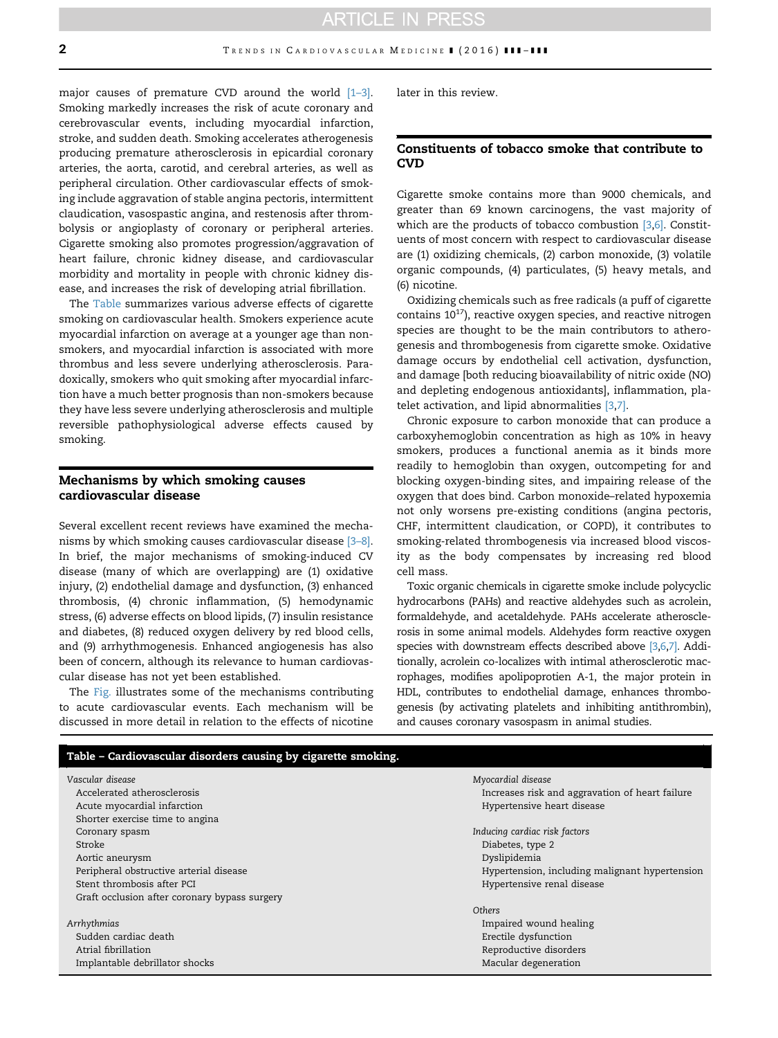major causes of premature CVD around the world [1–3]. Smoking markedly increases the risk of acute coronary and cerebrovascular events, including myocardial infarction, stroke, and sudden death. Smoking accelerates atherogenesis producing premature atherosclerosis in epicardial coronary arteries, the aorta, carotid, and cerebral arteries, as well as peripheral circulation. Other cardiovascular effects of smoking include aggravation of stable angina pectoris, intermittent claudication, vasospastic angina, and restenosis after thrombolysis or angioplasty of coronary or peripheral arteries. Cigarette smoking also promotes progression/aggravation of heart failure, chronic kidney disease, and cardiovascular morbidity and mortality in people with chronic kidney disease, and increases the risk of developing atrial fibrillation.

The Table summarizes various adverse effects of cigarette smoking on cardiovascular health. Smokers experience acute myocardial infarction on average at a younger age than non-smokers, and myocardial infarction is associated with more thrombus and less severe underlying atherosclerosis. Paradoxically, smokers who quit smoking after myocardial infarction have a much better prognosis than non-smokers because they have less severe underlying atherosclerosis and multiple reversible pathophysiological adverse effects caused by smoking.

## Mechanisms by which smoking causes cardiovascular disease

Several excellent recent reviews have examined the mechanisms by which smoking causes cardiovascular disease [3–8]. In brief, the major mechanisms of smoking-induced CV disease (many of which are overlapping) are (1) oxidative injury, (2) endothelial damage and dysfunction, (3) enhanced thrombosis, (4) chronic inflammation, (5) hemodynamic stress, (6) adverse effects on blood lipids, (7) insulin resistance and diabetes, (8) reduced oxygen delivery by red blood cells, and (9) arrhythmogenesis. Enhanced angiogenesis has also been of concern, although its relevance to human cardiovascular disease has not yet been established.

The Fig. illustrates some of the mechanisms contributing to acute cardiovascular events. Each mechanism will be discussed in more detail in relation to the effects of nicotine later in this review.

## Constituents of tobacco smoke that contribute to CVD

Cigarette smoke contains more than 9000 chemicals, and greater than 69 known carcinogens, the vast majority of which are the products of tobacco combustion [3,6]. Constituents of most concern with respect to cardiovascular disease are (1) oxidizing chemicals, (2) carbon monoxide, (3) volatile organic compounds, (4) particulates, (5) heavy metals, and (6) nicotine.

Oxidizing chemicals such as free radicals (a puff of cigarette contains $10^{17}$), reactive oxygen species, and reactive nitrogen species are thought to be the main contributors to atherogenesis and thrombogenesis from cigarette smoke. Oxidative damage occurs by endothelial cell activation, dysfunction, and damage [both reducing bioavailability of nitric oxide (NO) and depleting endogenous antioxidants], inflammation, platelet activation, and lipid abnormalities [3,7].

Chronic exposure to carbon monoxide that can produce a carboxyhemoglobin concentration as high as 10% in heavy smokers, produces a functional anemia as it binds more readily to hemoglobin than oxygen, outcompeting for and blocking oxygen-binding sites, and impairing release of the oxygen that does bind. Carbon monoxide–related hypoxemia not only worsens pre-existing conditions (angina pectoris, CHF, intermittent claudication, or COPD), it contributes to smoking-related thrombogenesis via increased blood viscosity as the body compensates by increasing red blood cell mass.

Toxic organic chemicals in cigarette smoke include polycyclic hydrocarbons (PAHs) and reactive aldehydes such as acrolein, formaldehyde, and acetaldehyde. PAHs accelerate atherosclerosis in some animal models. Aldehydes form reactive oxygen species with downstream effects described above [3,6,7]. Additionally, acrolein co-localizes with intimal atherosclerotic macrophages, modifies apolipoprotien A-1, the major protein in HDL, contributes to endothelial damage, enhances thrombogenesis (by activating platelets and inhibiting antithrombin), and causes coronary vasospasm in animal studies.

**Table – Cardiovascular disorders causing by cigarette smoking.**

| | |
|---|---|
| *Vascular disease* | *Myocardial disease* |
| Accelerated atherosclerosis | Increases risk and aggravation of heart failure |
| Acute myocardial infarction | Hypertensive heart disease |
| Shorter exercise time to angina | |
| Coronary spasm | *Inducing cardiac risk factors* |
| Stroke | Diabetes, type 2 |
| Aortic aneurysm | Dyslipidemia |
| Peripheral obstructive arterial disease | Hypertension, including malignant hypertension |
| Stent thrombosis after PCI | Hypertensive renal disease |
| Graft occlusion after coronary bypass surgery | |
| | *Others* |
| *Arrhythmias* | Impaired wound healing |
| Sudden cardiac death | Erectile dysfunction |
| Atrial fibrillation | Reproductive disorders |
| Implantable debrillator shocks | Macular degeneration |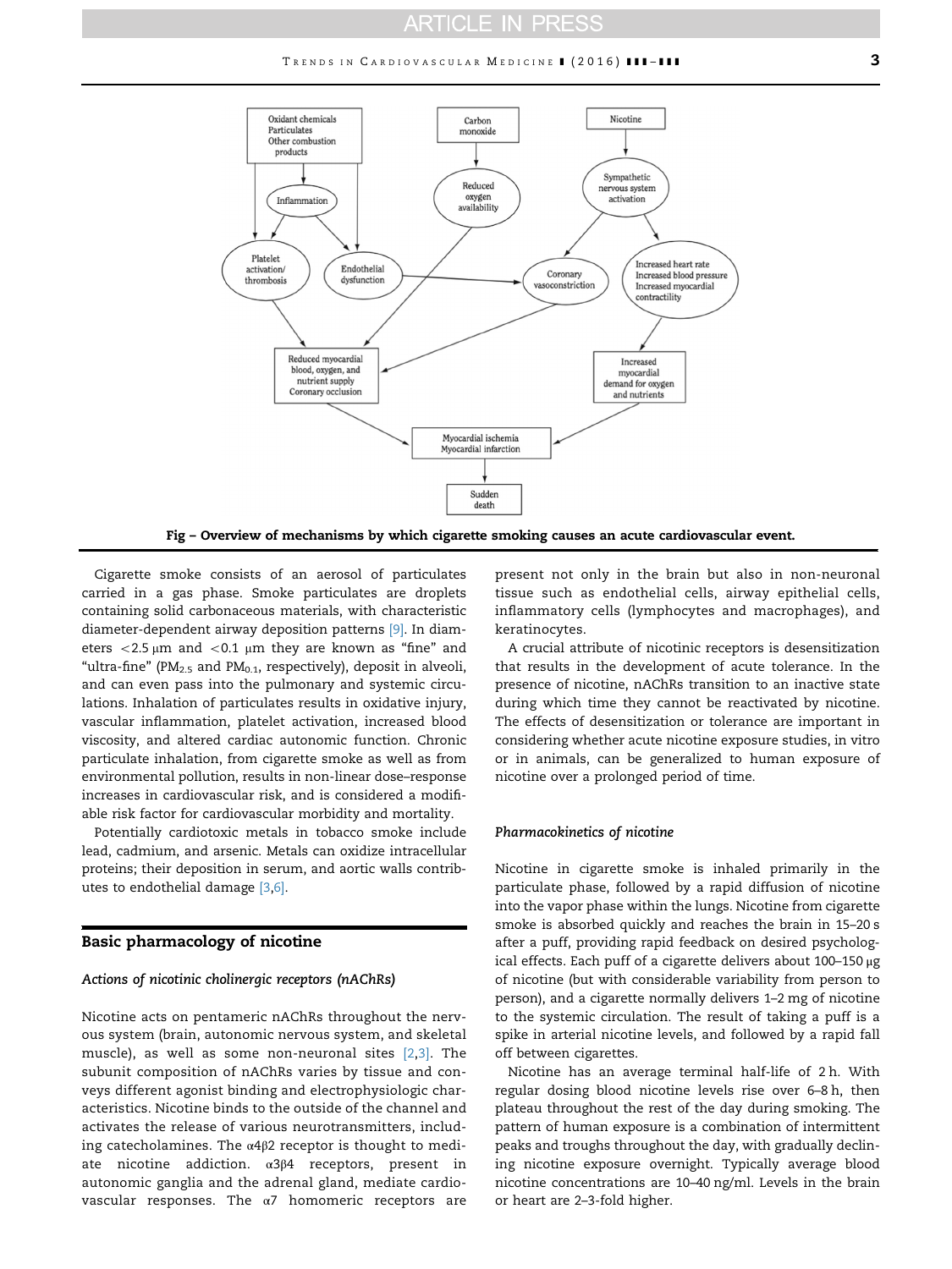Fig – Overview of mechanisms by which cigarette smoking causes an acute cardiovascular event.

Cigarette smoke consists of an aerosol of particulates carried in a gas phase. Smoke particulates are droplets containing solid carbonaceous materials, with characteristic diameter-dependent airway deposition patterns [9]. In diameters <2.5 μm and <0.1 μm they are known as "fine" and "ultra-fine" ($PM_{2.5}$ and $PM_{0.1}$, respectively), deposit in alveoli, and can even pass into the pulmonary and systemic circulations. Inhalation of particulates results in oxidative injury, vascular inflammation, platelet activation, increased blood viscosity, and altered cardiac autonomic function. Chronic particulate inhalation, from cigarette smoke as well as from environmental pollution, results in non-linear dose–response increases in cardiovascular risk, and is considered a modifiable risk factor for cardiovascular morbidity and mortality.

Potentially cardiotoxic metals in tobacco smoke include lead, cadmium, and arsenic. Metals can oxidize intracellular proteins; their deposition in serum, and aortic walls contributes to endothelial damage [3,6].

## Basic pharmacology of nicotine

### *Actions of nicotinic cholinergic receptors (nAChRs)*

Nicotine acts on pentameric nAChRs throughout the nervous system (brain, autonomic nervous system, and skeletal muscle), as well as some non-neuronal sites [2,3]. The subunit composition of nAChRs varies by tissue and conveys different agonist binding and electrophysiologic characteristics. Nicotine binds to the outside of the channel and activates the release of various neurotransmitters, including catecholamines. The $\alpha4\beta2$ receptor is thought to mediate nicotine addiction. $\alpha3\beta4$ receptors, present in autonomic ganglia and the adrenal gland, mediate cardiovascular responses. The $\alpha7$ homomeric receptors are present not only in the brain but also in non-neuronal tissue such as endothelial cells, airway epithelial cells, inflammatory cells (lymphocytes and macrophages), and keratinocytes.

A crucial attribute of nicotinic receptors is desensitization that results in the development of acute tolerance. In the presence of nicotine, nAChRs transition to an inactive state during which time they cannot be reactivated by nicotine. The effects of desensitization or tolerance are important in considering whether acute nicotine exposure studies, in vitro or in animals, can be generalized to human exposure of nicotine over a prolonged period of time.

### *Pharmacokinetics of nicotine*

Nicotine in cigarette smoke is inhaled primarily in the particulate phase, followed by a rapid diffusion of nicotine into the vapor phase within the lungs. Nicotine from cigarette smoke is absorbed quickly and reaches the brain in 15–20 s after a puff, providing rapid feedback on desired psychological effects. Each puff of a cigarette delivers about 100–150 μg of nicotine (but with considerable variability from person to person), and a cigarette normally delivers 1–2 mg of nicotine to the systemic circulation. The result of taking a puff is a spike in arterial nicotine levels, and followed by a rapid fall off between cigarettes.

Nicotine has an average terminal half-life of 2 h. With regular dosing blood nicotine levels rise over 6–8 h, then plateau throughout the rest of the day during smoking. The pattern of human exposure is a combination of intermittent peaks and troughs throughout the day, with gradually declining nicotine exposure overnight. Typically average blood nicotine concentrations are 10–40 ng/ml. Levels in the brain or heart are 2–3-fold higher.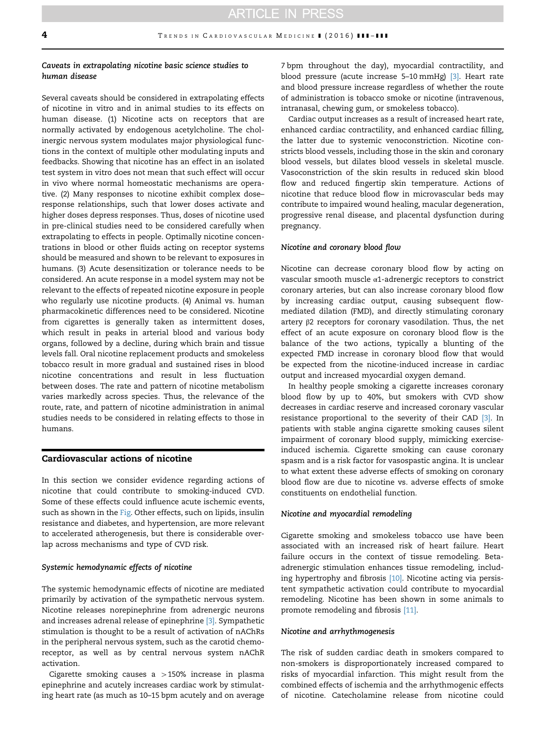### *Caveats in extrapolating nicotine basic science studies to human disease*

Several caveats should be considered in extrapolating effects of nicotine in vitro and in animal studies to its effects on human disease. (1) Nicotine acts on receptors that are normally activated by endogenous acetylcholine. The cholinergic nervous system modulates major physiological functions in the context of multiple other modulating inputs and feedbacks. Showing that nicotine has an effect in an isolated test system in vitro does not mean that such effect will occur in vivo where normal homeostatic mechanisms are operative. (2) Many responses to nicotine exhibit complex dose–response relationships, such that lower doses activate and higher doses depress responses. Thus, doses of nicotine used in pre-clinical studies need to be considered carefully when extrapolating to effects in people. Optimally nicotine concentrations in blood or other fluids acting on receptor systems should be measured and shown to be relevant to exposures in humans. (3) Acute desensitization or tolerance needs to be considered. An acute response in a model system may not be relevant to the effects of repeated nicotine exposure in people who regularly use nicotine products. (4) Animal vs. human pharmacokinetic differences need to be considered. Nicotine from cigarettes is generally taken as intermittent doses, which result in peaks in arterial blood and various body organs, followed by a decline, during which brain and tissue levels fall. Oral nicotine replacement products and smokeless tobacco result in more gradual and sustained rises in blood nicotine concentrations and result in less fluctuation between doses. The rate and pattern of nicotine metabolism varies markedly across species. Thus, the relevance of the route, rate, and pattern of nicotine administration in animal studies needs to be considered in relating effects to those in humans.

## Cardiovascular actions of nicotine

In this section we consider evidence regarding actions of nicotine that could contribute to smoking-induced CVD. Some of these effects could influence acute ischemic events, such as shown in the Fig. Other effects, such on lipids, insulin resistance and diabetes, and hypertension, are more relevant to accelerated atherogenesis, but there is considerable overlap across mechanisms and type of CVD risk.

### *Systemic hemodynamic effects of nicotine*

The systemic hemodynamic effects of nicotine are mediated primarily by activation of the sympathetic nervous system. Nicotine releases norepinephrine from adrenergic neurons and increases adrenal release of epinephrine [3]. Sympathetic stimulation is thought to be a result of activation of nAChRs in the peripheral nervous system, such as the carotid chemoreceptor, as well as by central nervous system nAChR activation.

Cigarette smoking causes a >150% increase in plasma epinephrine and acutely increases cardiac work by stimulating heart rate (as much as 10–15 bpm acutely and on average 7 bpm throughout the day), myocardial contractility, and blood pressure (acute increase 5–10 mmHg) [3]. Heart rate and blood pressure increase regardless of whether the route of administration is tobacco smoke or nicotine (intravenous, intranasal, chewing gum, or smokeless tobacco).

Cardiac output increases as a result of increased heart rate, enhanced cardiac contractility, and enhanced cardiac filling, the latter due to systemic venoconstriction. Nicotine constricts blood vessels, including those in the skin and coronary blood vessels, but dilates blood vessels in skeletal muscle. Vasoconstriction of the skin results in reduced skin blood flow and reduced fingertip skin temperature. Actions of nicotine that reduce blood flow in microvascular beds may contribute to impaired wound healing, macular degeneration, progressive renal disease, and placental dysfunction during pregnancy.

### *Nicotine and coronary blood flow*

Nicotine can decrease coronary blood flow by acting on vascular smooth muscle α1-adrenergic receptors to constrict coronary arteries, but can also increase coronary blood flow by increasing cardiac output, causing subsequent flow-mediated dilation (FMD), and directly stimulating coronary artery β2 receptors for coronary vasodilation. Thus, the net effect of an acute exposure on coronary blood flow is the balance of the two actions, typically a blunting of the expected FMD increase in coronary blood flow that would be expected from the nicotine-induced increase in cardiac output and increased myocardial oxygen demand.

In healthy people smoking a cigarette increases coronary blood flow by up to 40%, but smokers with CVD show decreases in cardiac reserve and increased coronary vascular resistance proportional to the severity of their CAD [3]. In patients with stable angina cigarette smoking causes silent impairment of coronary blood supply, mimicking exercise-induced ischemia. Cigarette smoking can cause coronary spasm and is a risk factor for vasospastic angina. It is unclear to what extent these adverse effects of smoking on coronary blood flow are due to nicotine vs. adverse effects of smoke constituents on endothelial function.

### *Nicotine and myocardial remodeling*

Cigarette smoking and smokeless tobacco use have been associated with an increased risk of heart failure. Heart failure occurs in the context of tissue remodeling. Beta-adrenergic stimulation enhances tissue remodeling, including hypertrophy and fibrosis [10]. Nicotine acting via persistent sympathetic activation could contribute to myocardial remodeling. Nicotine has been shown in some animals to promote remodeling and fibrosis [11].

### *Nicotine and arrhythmogenesis*

The risk of sudden cardiac death in smokers compared to non-smokers is disproportionately increased compared to risks of myocardial infarction. This might result from the combined effects of ischemia and the arrhythmogenic effects of nicotine. Catecholamine release from nicotine could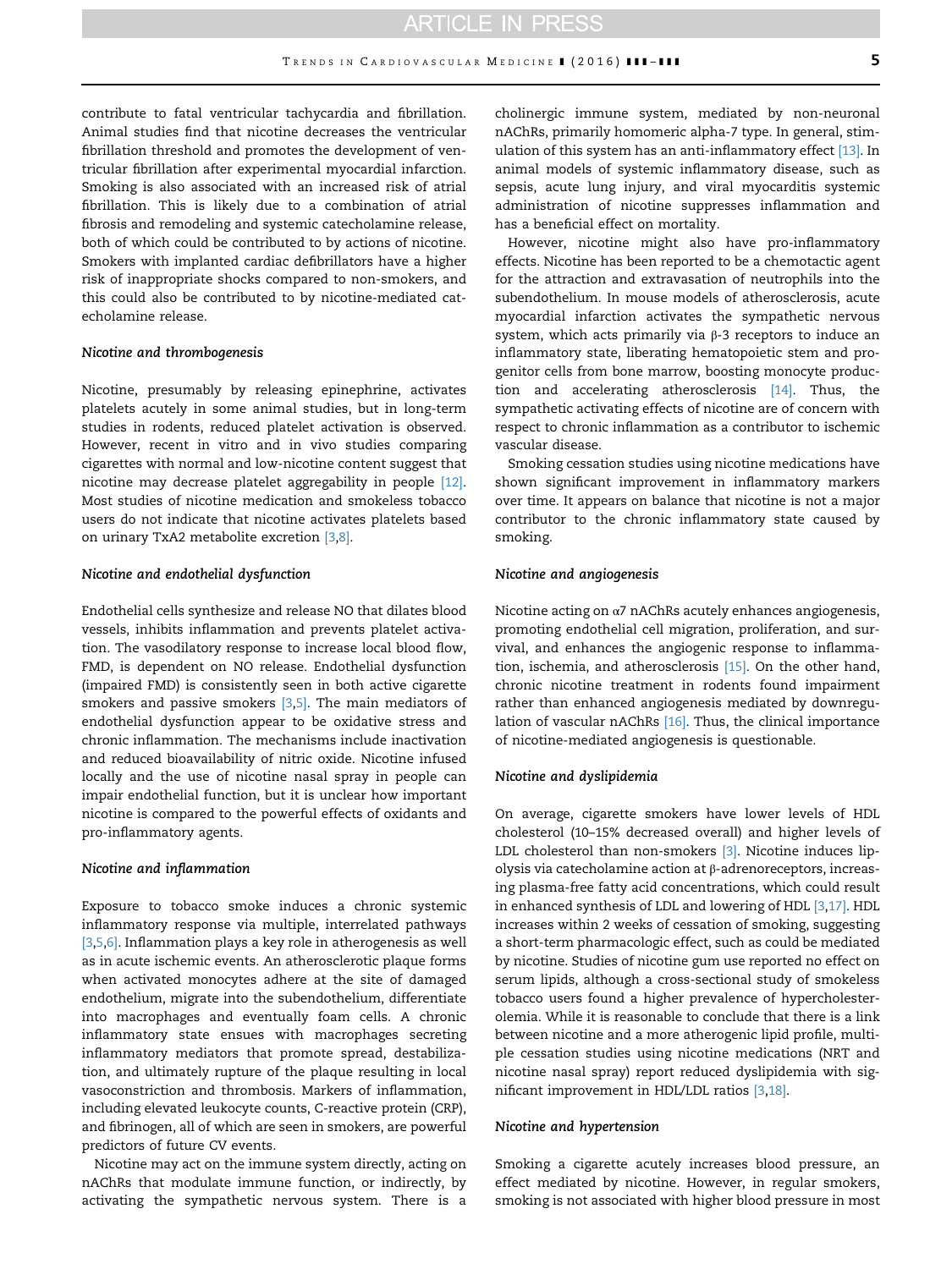contribute to fatal ventricular tachycardia and fibrillation. Animal studies find that nicotine decreases the ventricular fibrillation threshold and promotes the development of ventricular fibrillation after experimental myocardial infarction. Smoking is also associated with an increased risk of atrial fibrillation. This is likely due to a combination of atrial fibrosis and remodeling and systemic catecholamine release, both of which could be contributed to by actions of nicotine. Smokers with implanted cardiac defibrillators have a higher risk of inappropriate shocks compared to non-smokers, and this could also be contributed to by nicotine-mediated catecholamine release.

### *Nicotine and thrombogenesis*

Nicotine, presumably by releasing epinephrine, activates platelets acutely in some animal studies, but in long-term studies in rodents, reduced platelet activation is observed. However, recent in vitro and in vivo studies comparing cigarettes with normal and low-nicotine content suggest that nicotine may decrease platelet aggregability in people [12]. Most studies of nicotine medication and smokeless tobacco users do not indicate that nicotine activates platelets based on urinary TxA2 metabolite excretion [3,8].

### *Nicotine and endothelial dysfunction*

Endothelial cells synthesize and release NO that dilates blood vessels, inhibits inflammation and prevents platelet activation. The vasodilatory response to increase local blood flow, FMD, is dependent on NO release. Endothelial dysfunction (impaired FMD) is consistently seen in both active cigarette smokers and passive smokers [3,5]. The main mediators of endothelial dysfunction appear to be oxidative stress and chronic inflammation. The mechanisms include inactivation and reduced bioavailability of nitric oxide. Nicotine infused locally and the use of nicotine nasal spray in people can impair endothelial function, but it is unclear how important nicotine is compared to the powerful effects of oxidants and pro-inflammatory agents.

### *Nicotine and inflammation*

Exposure to tobacco smoke induces a chronic systemic inflammatory response via multiple, interrelated pathways [3,5,6]. Inflammation plays a key role in atherogenesis as well as in acute ischemic events. An atherosclerotic plaque forms when activated monocytes adhere at the site of damaged endothelium, migrate into the subendothelium, differentiate into macrophages and eventually foam cells. A chronic inflammatory state ensues with macrophages secreting inflammatory mediators that promote spread, destabilization, and ultimately rupture of the plaque resulting in local vasoconstriction and thrombosis. Markers of inflammation, including elevated leukocyte counts, C-reactive protein (CRP), and fibrinogen, all of which are seen in smokers, are powerful predictors of future CV events.

Nicotine may act on the immune system directly, acting on nAChRs that modulate immune function, or indirectly, by activating the sympathetic nervous system. There is a cholinergic immune system, mediated by non-neuronal nAChRs, primarily homomeric alpha-7 type. In general, stimulation of this system has an anti-inflammatory effect [13]. In animal models of systemic inflammatory disease, such as sepsis, acute lung injury, and viral myocarditis systemic administration of nicotine suppresses inflammation and has a beneficial effect on mortality.

However, nicotine might also have pro-inflammatory effects. Nicotine has been reported to be a chemotactic agent for the attraction and extravasation of neutrophils into the subendothelium. In mouse models of atherosclerosis, acute myocardial infarction activates the sympathetic nervous system, which acts primarily via β-3 receptors to induce an inflammatory state, liberating hematopoietic stem and progenitor cells from bone marrow, boosting monocyte production and accelerating atherosclerosis [14]. Thus, the sympathetic activating effects of nicotine are of concern with respect to chronic inflammation as a contributor to ischemic vascular disease.

Smoking cessation studies using nicotine medications have shown significant improvement in inflammatory markers over time. It appears on balance that nicotine is not a major contributor to the chronic inflammatory state caused by smoking.

### *Nicotine and angiogenesis*

Nicotine acting on α7 nAChRs acutely enhances angiogenesis, promoting endothelial cell migration, proliferation, and survival, and enhances the angiogenic response to inflammation, ischemia, and atherosclerosis [15]. On the other hand, chronic nicotine treatment in rodents found impairment rather than enhanced angiogenesis mediated by downregulation of vascular nAChRs [16]. Thus, the clinical importance of nicotine-mediated angiogenesis is questionable.

### *Nicotine and dyslipidemia*

On average, cigarette smokers have lower levels of HDL cholesterol (10–15% decreased overall) and higher levels of LDL cholesterol than non-smokers [3]. Nicotine induces lipolysis via catecholamine action at β-adrenoreceptors, increasing plasma-free fatty acid concentrations, which could result in enhanced synthesis of LDL and lowering of HDL [3,17]. HDL increases within 2 weeks of cessation of smoking, suggesting a short-term pharmacologic effect, such as could be mediated by nicotine. Studies of nicotine gum use reported no effect on serum lipids, although a cross-sectional study of smokeless tobacco users found a higher prevalence of hypercholesterolemia. While it is reasonable to conclude that there is a link between nicotine and a more atherogenic lipid profile, multiple cessation studies using nicotine medications (NRT and nicotine nasal spray) report reduced dyslipidemia with significant improvement in HDL/LDL ratios [3,18].

### *Nicotine and hypertension*

Smoking a cigarette acutely increases blood pressure, an effect mediated by nicotine. However, in regular smokers, smoking is not associated with higher blood pressure in most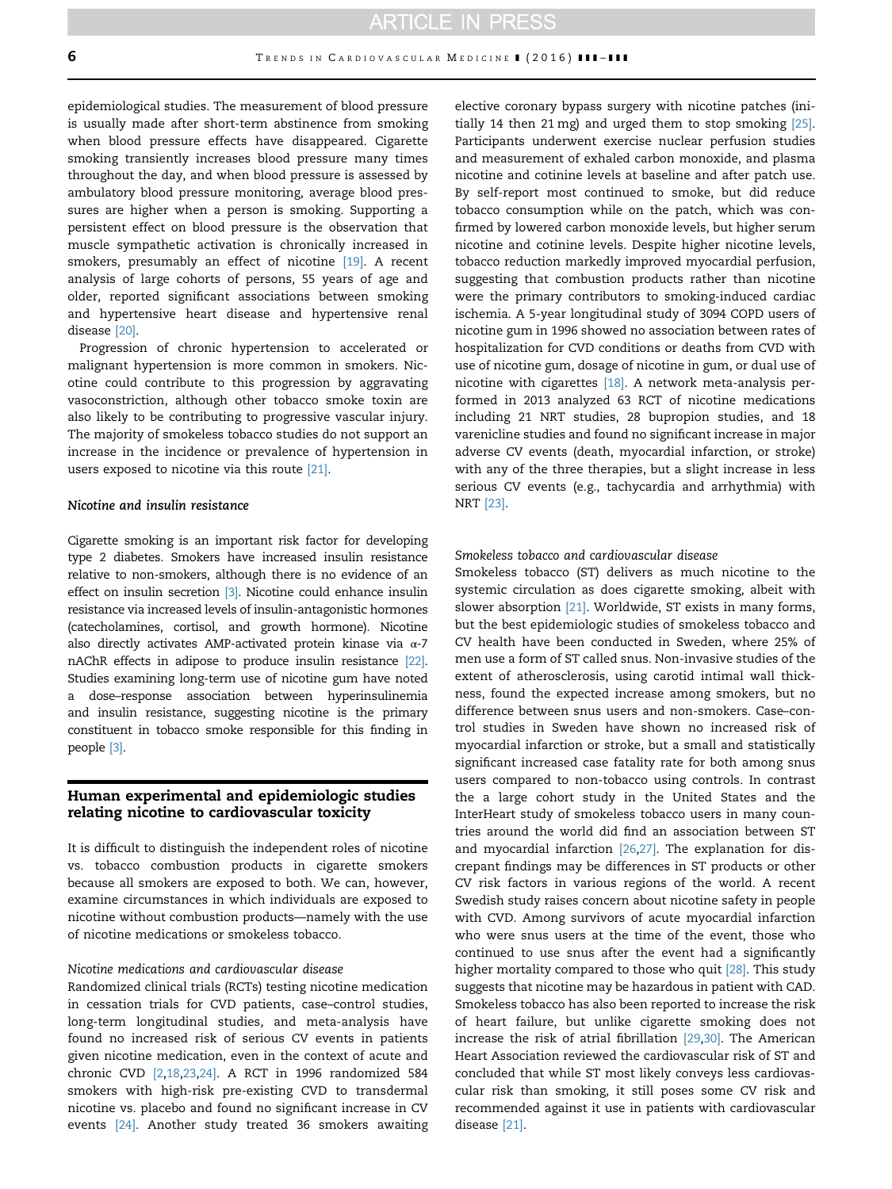epidemiological studies. The measurement of blood pressure is usually made after short-term abstinence from smoking when blood pressure effects have disappeared. Cigarette smoking transiently increases blood pressure many times throughout the day, and when blood pressure is assessed by ambulatory blood pressure monitoring, average blood pressures are higher when a person is smoking. Supporting a persistent effect on blood pressure is the observation that muscle sympathetic activation is chronically increased in smokers, presumably an effect of nicotine [19]. A recent analysis of large cohorts of persons, 55 years of age and older, reported significant associations between smoking and hypertensive heart disease and hypertensive renal disease [20].

Progression of chronic hypertension to accelerated or malignant hypertension is more common in smokers. Nicotine could contribute to this progression by aggravating vasoconstriction, although other tobacco smoke toxin are also likely to be contributing to progressive vascular injury. The majority of smokeless tobacco studies do not support an increase in the incidence or prevalence of hypertension in users exposed to nicotine via this route [21].

### *Nicotine and insulin resistance*

Cigarette smoking is an important risk factor for developing type 2 diabetes. Smokers have increased insulin resistance relative to non-smokers, although there is no evidence of an effect on insulin secretion [3]. Nicotine could enhance insulin resistance via increased levels of insulin-antagonistic hormones (catecholamines, cortisol, and growth hormone). Nicotine also directly activates AMP-activated protein kinase via α-7 nAChR effects in adipose to produce insulin resistance [22]. Studies examining long-term use of nicotine gum have noted a dose–response association between hyperinsulinemia and insulin resistance, suggesting nicotine is the primary constituent in tobacco smoke responsible for this finding in people [3].

## Human experimental and epidemiologic studies relating nicotine to cardiovascular toxicity

It is difficult to distinguish the independent roles of nicotine vs. tobacco combustion products in cigarette smokers because all smokers are exposed to both. We can, however, examine circumstances in which individuals are exposed to nicotine without combustion products—namely with the use of nicotine medications or smokeless tobacco.

### *Nicotine medications and cardiovascular disease*

Randomized clinical trials (RCTs) testing nicotine medication in cessation trials for CVD patients, case–control studies, long-term longitudinal studies, and meta-analysis have found no increased risk of serious CV events in patients given nicotine medication, even in the context of acute and chronic CVD [2,18,23,24]. A RCT in 1996 randomized 584 smokers with high-risk pre-existing CVD to transdermal nicotine vs. placebo and found no significant increase in CV events [24]. Another study treated 36 smokers awaiting elective coronary bypass surgery with nicotine patches (initially 14 then 21 mg) and urged them to stop smoking [25]. Participants underwent exercise nuclear perfusion studies and measurement of exhaled carbon monoxide, and plasma nicotine and cotinine levels at baseline and after patch use. By self-report most continued to smoke, but did reduce tobacco consumption while on the patch, which was confirmed by lowered carbon monoxide levels, but higher serum nicotine and cotinine levels. Despite higher nicotine levels, tobacco reduction markedly improved myocardial perfusion, suggesting that combustion products rather than nicotine were the primary contributors to smoking-induced cardiac ischemia. A 5-year longitudinal study of 3094 COPD users of nicotine gum in 1996 showed no association between rates of hospitalization for CVD conditions or deaths from CVD with use of nicotine gum, dosage of nicotine in gum, or dual use of nicotine with cigarettes [18]. A network meta-analysis performed in 2013 analyzed 63 RCT of nicotine medications including 21 NRT studies, 28 bupropion studies, and 18 varenicline studies and found no significant increase in major adverse CV events (death, myocardial infarction, or stroke) with any of the three therapies, but a slight increase in less serious CV events (e.g., tachycardia and arrhythmia) with NRT [23].

### *Smokeless tobacco and cardiovascular disease*

Smokeless tobacco (ST) delivers as much nicotine to the systemic circulation as does cigarette smoking, albeit with slower absorption [21]. Worldwide, ST exists in many forms, but the best epidemiologic studies of smokeless tobacco and CV health have been conducted in Sweden, where 25% of men use a form of ST called snus. Non-invasive studies of the extent of atherosclerosis, using carotid intimal wall thickness, found the expected increase among smokers, but no difference between snus users and non-smokers. Case–control studies in Sweden have shown no increased risk of myocardial infarction or stroke, but a small and statistically significant increased case fatality rate for both among snus users compared to non-tobacco using controls. In contrast the a large cohort study in the United States and the InterHeart study of smokeless tobacco users in many countries around the world did find an association between ST and myocardial infarction [26,27]. The explanation for discrepant findings may be differences in ST products or other CV risk factors in various regions of the world. A recent Swedish study raises concern about nicotine safety in people with CVD. Among survivors of acute myocardial infarction who were snus users at the time of the event, those who continued to use snus after the event had a significantly higher mortality compared to those who quit [28]. This study suggests that nicotine may be hazardous in patient with CAD. Smokeless tobacco has also been reported to increase the risk of heart failure, but unlike cigarette smoking does not increase the risk of atrial fibrillation [29,30]. The American Heart Association reviewed the cardiovascular risk of ST and concluded that while ST most likely conveys less cardiovascular risk than smoking, it still poses some CV risk and recommended against it use in patients with cardiovascular disease [21].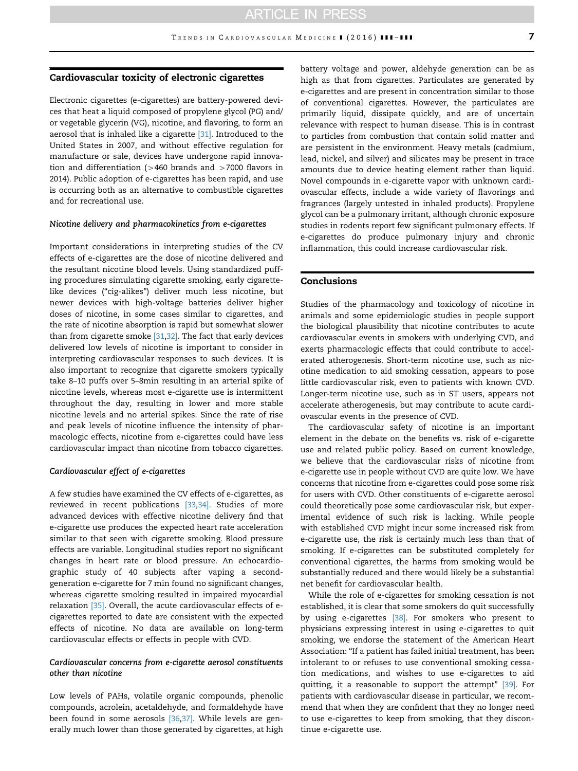## Cardiovascular toxicity of electronic cigarettes

Electronic cigarettes (e-cigarettes) are battery-powered devices that heat a liquid composed of propylene glycol (PG) and/or vegetable glycerin (VG), nicotine, and flavoring, to form an aerosol that is inhaled like a cigarette [31]. Introduced to the United States in 2007, and without effective regulation for manufacture or sale, devices have undergone rapid innovation and differentiation (>460 brands and >7000 flavors in 2014). Public adoption of e-cigarettes has been rapid, and use is occurring both as an alternative to combustible cigarettes and for recreational use.

### *Nicotine delivery and pharmacokinetics from e-cigarettes*

Important considerations in interpreting studies of the CV effects of e-cigarettes are the dose of nicotine delivered and the resultant nicotine blood levels. Using standardized puffing procedures simulating cigarette smoking, early cigarette-like devices ("cig-alikes") deliver much less nicotine, but newer devices with high-voltage batteries deliver higher doses of nicotine, in some cases similar to cigarettes, and the rate of nicotine absorption is rapid but somewhat slower than from cigarette smoke [31,32]. The fact that early devices delivered low levels of nicotine is important to consider in interpreting cardiovascular responses to such devices. It is also important to recognize that cigarette smokers typically take 8–10 puffs over 5–8min resulting in an arterial spike of nicotine levels, whereas most e-cigarette use is intermittent throughout the day, resulting in lower and more stable nicotine levels and no arterial spikes. Since the rate of rise and peak levels of nicotine influence the intensity of pharmacologic effects, nicotine from e-cigarettes could have less cardiovascular impact than nicotine from tobacco cigarettes.

### *Cardiovascular effect of e-cigarettes*

A few studies have examined the CV effects of e-cigarettes, as reviewed in recent publications [33,34]. Studies of more advanced devices with effective nicotine delivery find that e-cigarette use produces the expected heart rate acceleration similar to that seen with cigarette smoking. Blood pressure effects are variable. Longitudinal studies report no significant changes in heart rate or blood pressure. An echocardiographic study of 40 subjects after vaping a second-generation e-cigarette for 7 min found no significant changes, whereas cigarette smoking resulted in impaired myocardial relaxation [35]. Overall, the acute cardiovascular effects of e-cigarettes reported to date are consistent with the expected effects of nicotine. No data are available on long-term cardiovascular effects or effects in people with CVD.

### *Cardiovascular concerns from e-cigarette aerosol constituents other than nicotine*

Low levels of PAHs, volatile organic compounds, phenolic compounds, acrolein, acetaldehyde, and formaldehyde have been found in some aerosols [36,37]. While levels are generally much lower than those generated by cigarettes, at high battery voltage and power, aldehyde generation can be as high as that from cigarettes. Particulates are generated by e-cigarettes and are present in concentration similar to those of conventional cigarettes. However, the particulates are primarily liquid, dissipate quickly, and are of uncertain relevance with respect to human disease. This is in contrast to particles from combustion that contain solid matter and are persistent in the environment. Heavy metals (cadmium, lead, nickel, and silver) and silicates may be present in trace amounts due to device heating element rather than liquid. Novel compounds in e-cigarette vapor with unknown cardiovascular effects, include a wide variety of flavorings and fragrances (largely untested in inhaled products). Propylene glycol can be a pulmonary irritant, although chronic exposure studies in rodents report few significant pulmonary effects. If e-cigarettes do produce pulmonary injury and chronic inflammation, this could increase cardiovascular risk.

## Conclusions

Studies of the pharmacology and toxicology of nicotine in animals and some epidemiologic studies in people support the biological plausibility that nicotine contributes to acute cardiovascular events in smokers with underlying CVD, and exerts pharmacologic effects that could contribute to accelerated atherogenesis. Short-term nicotine use, such as nicotine medication to aid smoking cessation, appears to pose little cardiovascular risk, even to patients with known CVD. Longer-term nicotine use, such as in ST users, appears not accelerate atherogenesis, but may contribute to acute cardiovascular events in the presence of CVD.

The cardiovascular safety of nicotine is an important element in the debate on the benefits vs. risk of e-cigarette use and related public policy. Based on current knowledge, we believe that the cardiovascular risks of nicotine from e-cigarette use in people without CVD are quite low. We have concerns that nicotine from e-cigarettes could pose some risk for users with CVD. Other constituents of e-cigarette aerosol could theoretically pose some cardiovascular risk, but experimental evidence of such risk is lacking. While people with established CVD might incur some increased risk from e-cigarette use, the risk is certainly much less than that of smoking. If e-cigarettes can be substituted completely for conventional cigarettes, the harms from smoking would be substantially reduced and there would likely be a substantial net benefit for cardiovascular health.

While the role of e-cigarettes for smoking cessation is not established, it is clear that some smokers do quit successfully by using e-cigarettes [38]. For smokers who present to physicians expressing interest in using e-cigarettes to quit smoking, we endorse the statement of the American Heart Association: "If a patient has failed initial treatment, has been intolerant to or refuses to use conventional smoking cessation medications, and wishes to use e-cigarettes to aid quitting, it a reasonable to support the attempt" [39]. For patients with cardiovascular disease in particular, we recommend that when they are confident that they no longer need to use e-cigarettes to keep from smoking, that they discontinue e-cigarette use.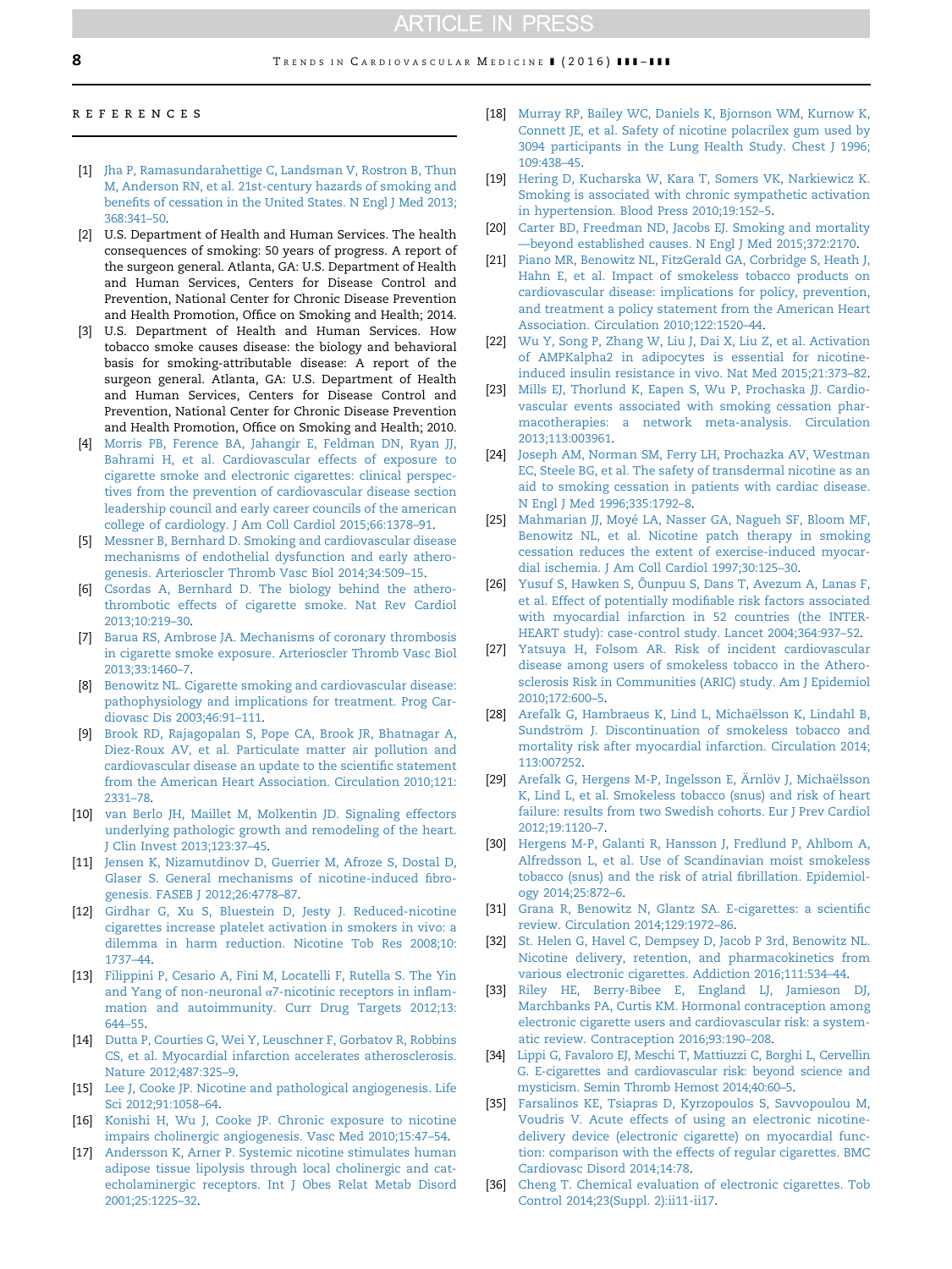## REFERENCES

[1] Jha P, Ramasundarahettige C, Landsman V, Rostron B, Thun M, Anderson RN, et al. 21st-century hazards of smoking and benefits of cessation in the United States. N Engl J Med 2013;368:341–50.

[2] U.S. Department of Health and Human Services. The health consequences of smoking: 50 years of progress. A report of the surgeon general. Atlanta, GA: U.S. Department of Health and Human Services, Centers for Disease Control and Prevention, National Center for Chronic Disease Prevention and Health Promotion, Office on Smoking and Health; 2014.

[3] U.S. Department of Health and Human Services. How tobacco smoke causes disease: the biology and behavioral basis for smoking-attributable disease: A report of the surgeon general. Atlanta, GA: U.S. Department of Health and Human Services, Centers for Disease Control and Prevention, National Center for Chronic Disease Prevention and Health Promotion, Office on Smoking and Health; 2010.

[4] Morris PB, Ference BA, Jahangir E, Feldman DN, Ryan JJ, Bahrami H, et al. Cardiovascular effects of exposure to cigarette smoke and electronic cigarettes: clinical perspectives from the prevention of cardiovascular disease section leadership council and early career councils of the american college of cardiology. J Am Coll Cardiol 2015;66:1378–91.

[5] Messner B, Bernhard D. Smoking and cardiovascular disease mechanisms of endothelial dysfunction and early atherogenesis. Arterioscler Thromb Vasc Biol 2014;34:509–15.

[6] Csordas A, Bernhard D. The biology behind the atherothrombotic effects of cigarette smoke. Nat Rev Cardiol 2013;10:219–30.

[7] Barua RS, Ambrose JA. Mechanisms of coronary thrombosis in cigarette smoke exposure. Arterioscler Thromb Vasc Biol 2013;33:1460–7.

[8] Benowitz NL. Cigarette smoking and cardiovascular disease: pathophysiology and implications for treatment. Prog Cardiovasc Dis 2003;46:91–111.

[9] Brook RD, Rajagopalan S, Pope CA, Brook JR, Bhatnagar A, Diez-Roux AV, et al. Particulate matter air pollution and cardiovascular disease an update to the scientific statement from the American Heart Association. Circulation 2010;121:2331–78.

[10] van Berlo JH, Maillet M, Molkentin JD. Signaling effectors underlying pathologic growth and remodeling of the heart. J Clin Invest 2013;123:37–45.

[11] Jensen K, Nizamutdinov D, Guerrier M, Afroze S, Dostal D, Glaser S. General mechanisms of nicotine-induced fibrogenesis. FASEB J 2012;26:4778–87.

[12] Girdhar G, Xu S, Bluestein D, Jesty J. Reduced-nicotine cigarettes increase platelet activation in smokers in vivo: a dilemma in harm reduction. Nicotine Tob Res 2008;10:1737–44.

[13] Filippini P, Cesario A, Fini M, Locatelli F, Rutella S. The Yin and Yang of non-neuronal α7-nicotinic receptors in inflammation and autoimmunity. Curr Drug Targets 2012;13:644–55.

[14] Dutta P, Courties G, Wei Y, Leuschner F, Gorbatov R, Robbins CS, et al. Myocardial infarction accelerates atherosclerosis. Nature 2012;487:325–9.

[15] Lee J, Cooke JP. Nicotine and pathological angiogenesis. Life Sci 2012;91:1058–64.

[16] Konishi H, Wu J, Cooke JP. Chronic exposure to nicotine impairs cholinergic angiogenesis. Vasc Med 2010;15:47–54.

[17] Andersson K, Arner P. Systemic nicotine stimulates human adipose tissue lipolysis through local cholinergic and catecholaminergic receptors. Int J Obes Relat Metab Disord 2001;25:1225–32.

[18] Murray RP, Bailey WC, Daniels K, Bjornson WM, Kurnow K, Connett JE, et al. Safety of nicotine polacrilex gum used by 3094 participants in the Lung Health Study. Chest J 1996;109:438–45.

[19] Hering D, Kucharska W, Kara T, Somers VK, Narkiewicz K. Smoking is associated with chronic sympathetic activation in hypertension. Blood Press 2010;19:152–5.

[20] Carter BD, Freedman ND, Jacobs EJ. Smoking and mortality—beyond established causes. N Engl J Med 2015;372:2170.

[21] Piano MR, Benowitz NL, FitzGerald GA, Corbridge S, Heath J, Hahn E, et al. Impact of smokeless tobacco products on cardiovascular disease: implications for policy, prevention, and treatment a policy statement from the American Heart Association. Circulation 2010;122:1520–44.

[22] Wu Y, Song P, Zhang W, Liu J, Dai X, Liu Z, et al. Activation of AMPKalpha2 in adipocytes is essential for nicotine-induced insulin resistance in vivo. Nat Med 2015;21:373–82.

[23] Mills EJ, Thorlund K, Eapen S, Wu P, Prochaska JJ. Cardiovascular events associated with smoking cessation pharmacotherapies: a network meta-analysis. Circulation 2013;113:003961.

[24] Joseph AM, Norman SM, Ferry LH, Prochazka AV, Westman EC, Steele BG, et al. The safety of transdermal nicotine as an aid to smoking cessation in patients with cardiac disease. N Engl J Med 1996;335:1792–8.

[25] Mahmarian JJ, Moyé LA, Nasser GA, Nagueh SF, Bloom MF, Benowitz NL, et al. Nicotine patch therapy in smoking cessation reduces the extent of exercise-induced myocardial ischemia. J Am Coll Cardiol 1997;30:125–30.

[26] Yusuf S, Hawken S, Ôunpuu S, Dans T, Avezum A, Lanas F, et al. Effect of potentially modifiable risk factors associated with myocardial infarction in 52 countries (the INTERHEART study): case-control study. Lancet 2004;364:937–52.

[27] Yatsuya H, Folsom AR. Risk of incident cardiovascular disease among users of smokeless tobacco in the Atherosclerosis Risk in Communities (ARIC) study. Am J Epidemiol 2010;172:600–5.

[28] Arefalk G, Hambraeus K, Lind L, Michaëlsson K, Lindahl B, Sundström J. Discontinuation of smokeless tobacco and mortality risk after myocardial infarction. Circulation 2014;113:007252.

[29] Arefalk G, Hergens M-P, Ingelsson E, Ärnlöv J, Michaëlsson K, Lind L, et al. Smokeless tobacco (snus) and risk of heart failure: results from two Swedish cohorts. Eur J Prev Cardiol 2012;19:1120–7.

[30] Hergens M-P, Galanti R, Hansson J, Fredlund P, Ahlbom A, Alfredsson L, et al. Use of Scandinavian moist smokeless tobacco (snus) and the risk of atrial fibrillation. Epidemiology 2014;25:872–6.

[31] Grana R, Benowitz N, Glantz SA. E-cigarettes: a scientific review. Circulation 2014;129:1972–86.

[32] St. Helen G, Havel C, Dempsey D, Jacob P 3rd, Benowitz NL. Nicotine delivery, retention, and pharmacokinetics from various electronic cigarettes. Addiction 2016;111:534–44.

[33] Riley HE, Berry-Bibee E, England LJ, Jamieson DJ, Marchbanks PA, Curtis KM. Hormonal contraception among electronic cigarette users and cardiovascular risk: a systematic review. Contraception 2016;93:190–208.

[34] Lippi G, Favaloro EJ, Meschi T, Mattiuzzi C, Borghi L, Cervellin G. E-cigarettes and cardiovascular risk: beyond science and mysticism. Semin Thromb Hemost 2014;40:60–5.

[35] Farsalinos KE, Tsiapras D, Kyrzopoulos S, Savvopoulou M, Voudris V. Acute effects of using an electronic nicotine-delivery device (electronic cigarette) on myocardial function: comparison with the effects of regular cigarettes. BMC Cardiovasc Disord 2014;14:78.

[36] Cheng T. Chemical evaluation of electronic cigarettes. Tob Control 2014;23(Suppl. 2):ii11-ii17.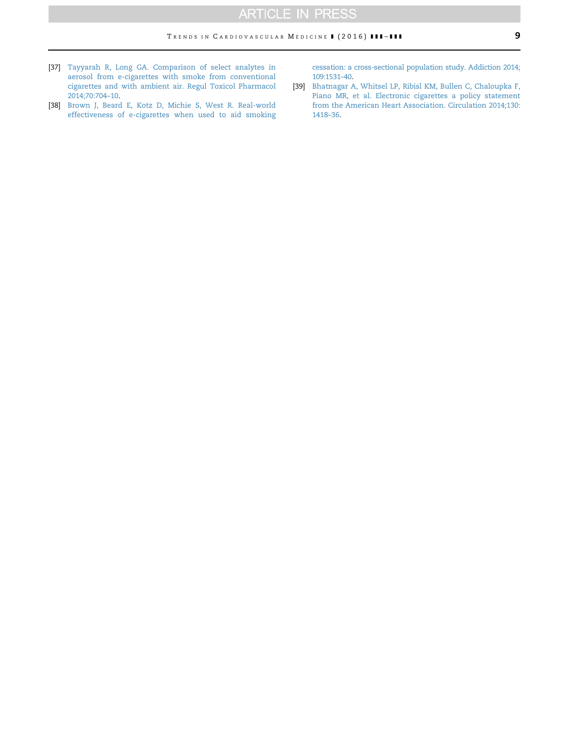[37] Tayyarah R, Long GA. Comparison of select analytes in aerosol from e-cigarettes with smoke from conventional cigarettes and with ambient air. Regul Toxicol Pharmacol 2014;70:704–10.

[38] Brown J, Beard E, Kotz D, Michie S, West R. Real-world effectiveness of e-cigarettes when used to aid smoking cessation: a cross-sectional population study. Addiction 2014; 109:1531–40.

[39] Bhatnagar A, Whitsel LP, Ribisl KM, Bullen C, Chaloupka F, Piano MR, et al. Electronic cigarettes a policy statement from the American Heart Association. Circulation 2014;130: 1418–36.